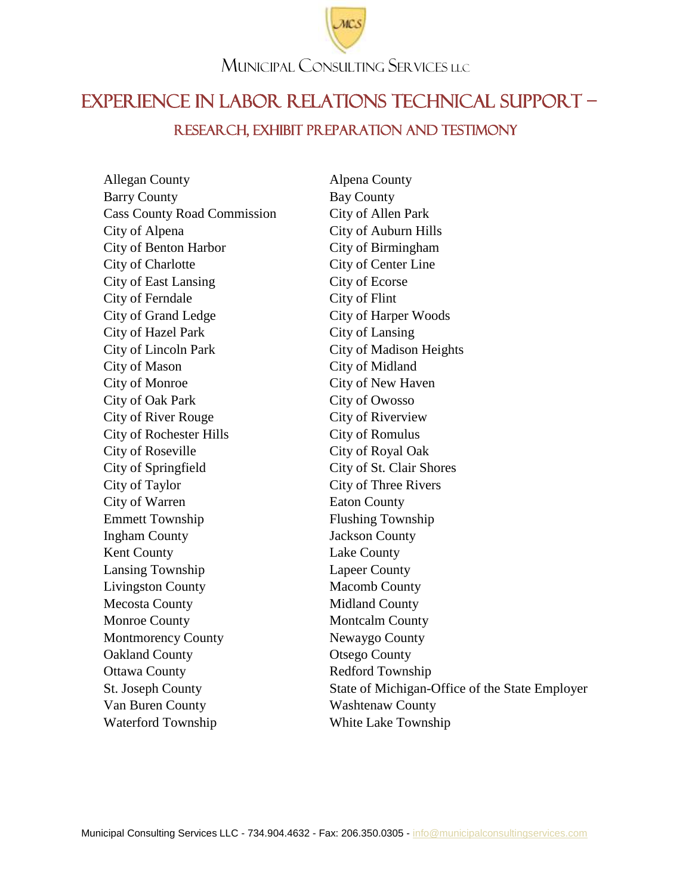Municipal Consulting Services LLC

# Experience in Labor Relations Technical Support –

## Research, Exhibit Preparation and Testimony

Allegan County
Alpena County
Barry County
Bay County
Cass County Road Commission
City of Allen Park
City of Alpena
City of Auburn Hills
City of Benton Harbor
City of Birmingham
City of Charlotte
City of Center Line
City of East Lansing
City of Ecorse
City of Ferndale
City of Flint
City of Grand Ledge
City of Harper Woods
City of Hazel Park
City of Lansing
City of Lincoln Park
City of Madison Heights
City of Mason
City of Midland
City of Monroe
City of New Haven
City of Oak Park
City of Owosso
City of River Rouge
City of Riverview
City of Rochester Hills
City of Romulus
City of Roseville
City of Royal Oak
City of Springfield
City of St. Clair Shores
City of Taylor
City of Three Rivers
City of Warren
Eaton County
Emmett Township
Flushing Township
Ingham County
Jackson County
Kent County
Lake County
Lansing Township
Lapeer County
Livingston County
Macomb County
Mecosta County
Midland County
Monroe County
Montcalm County
Montmorency County
Newaygo County
Oakland County
Otsego County
Ottawa County
Redford Township
St. Joseph County
State of Michigan-Office of the State Employer
Van Buren County
Washtenaw County
Waterford Township
White Lake Township

Municipal Consulting Services LLC - 734.904.4632 - Fax: 206.350.0305 - info@municipalconsultingservices.com